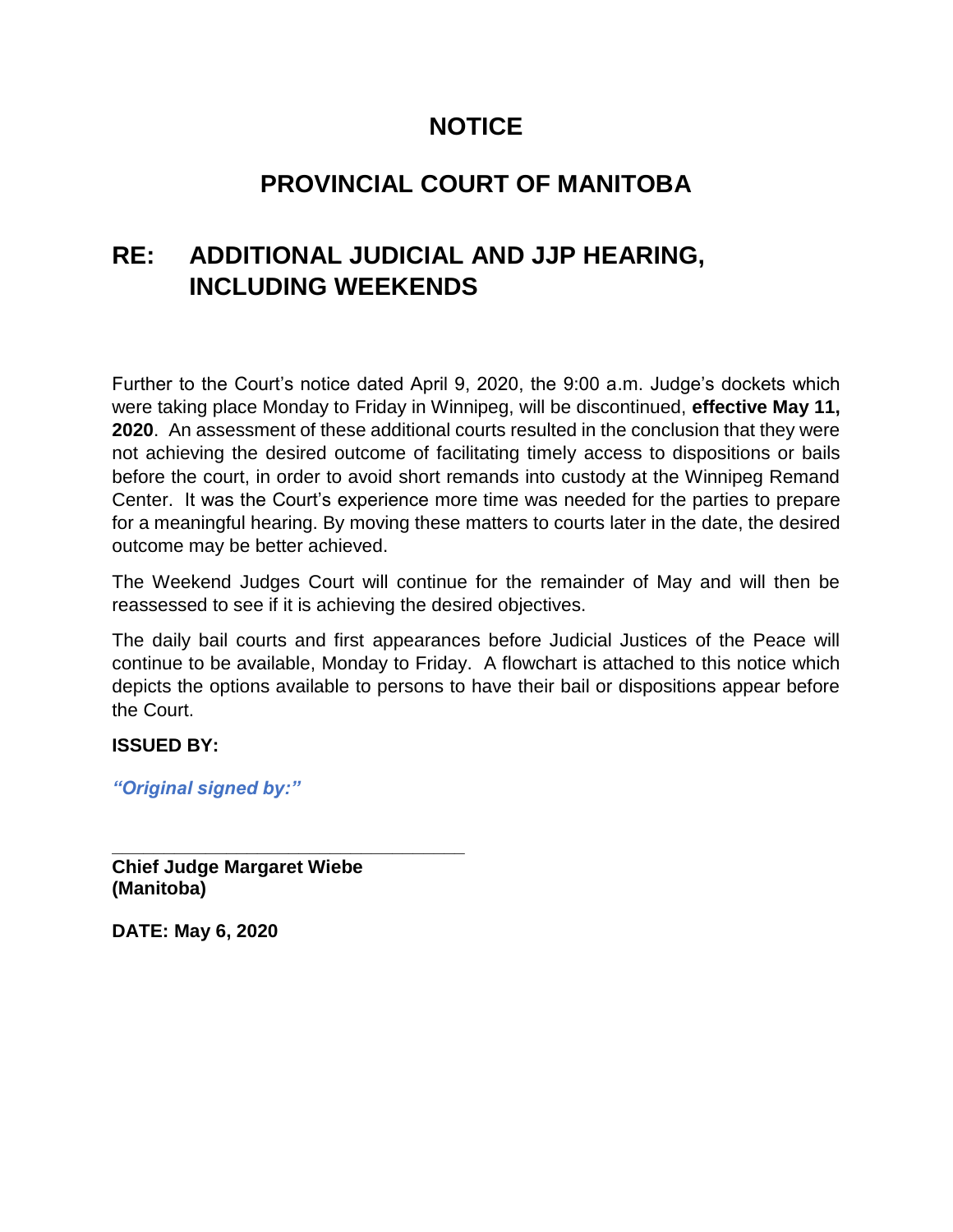# NOTICE

# PROVINCIAL COURT OF MANITOBA

## RE: ADDITIONAL JUDICIAL AND JJP HEARING, INCLUDING WEEKENDS

Further to the Court's notice dated April 9, 2020, the 9:00 a.m. Judge's dockets which were taking place Monday to Friday in Winnipeg, will be discontinued, **effective May 11, 2020**. An assessment of these additional courts resulted in the conclusion that they were not achieving the desired outcome of facilitating timely access to dispositions or bails before the court, in order to avoid short remands into custody at the Winnipeg Remand Center. It was the Court's experience more time was needed for the parties to prepare for a meaningful hearing. By moving these matters to courts later in the date, the desired outcome may be better achieved.

The Weekend Judges Court will continue for the remainder of May and will then be reassessed to see if it is achieving the desired objectives.

The daily bail courts and first appearances before Judicial Justices of the Peace will continue to be available, Monday to Friday. A flowchart is attached to this notice which depicts the options available to persons to have their bail or dispositions appear before the Court.

**ISSUED BY:**

*"Original signed by:"*

---

**Chief Judge Margaret Wiebe**
**(Manitoba)**

**DATE: May 6, 2020**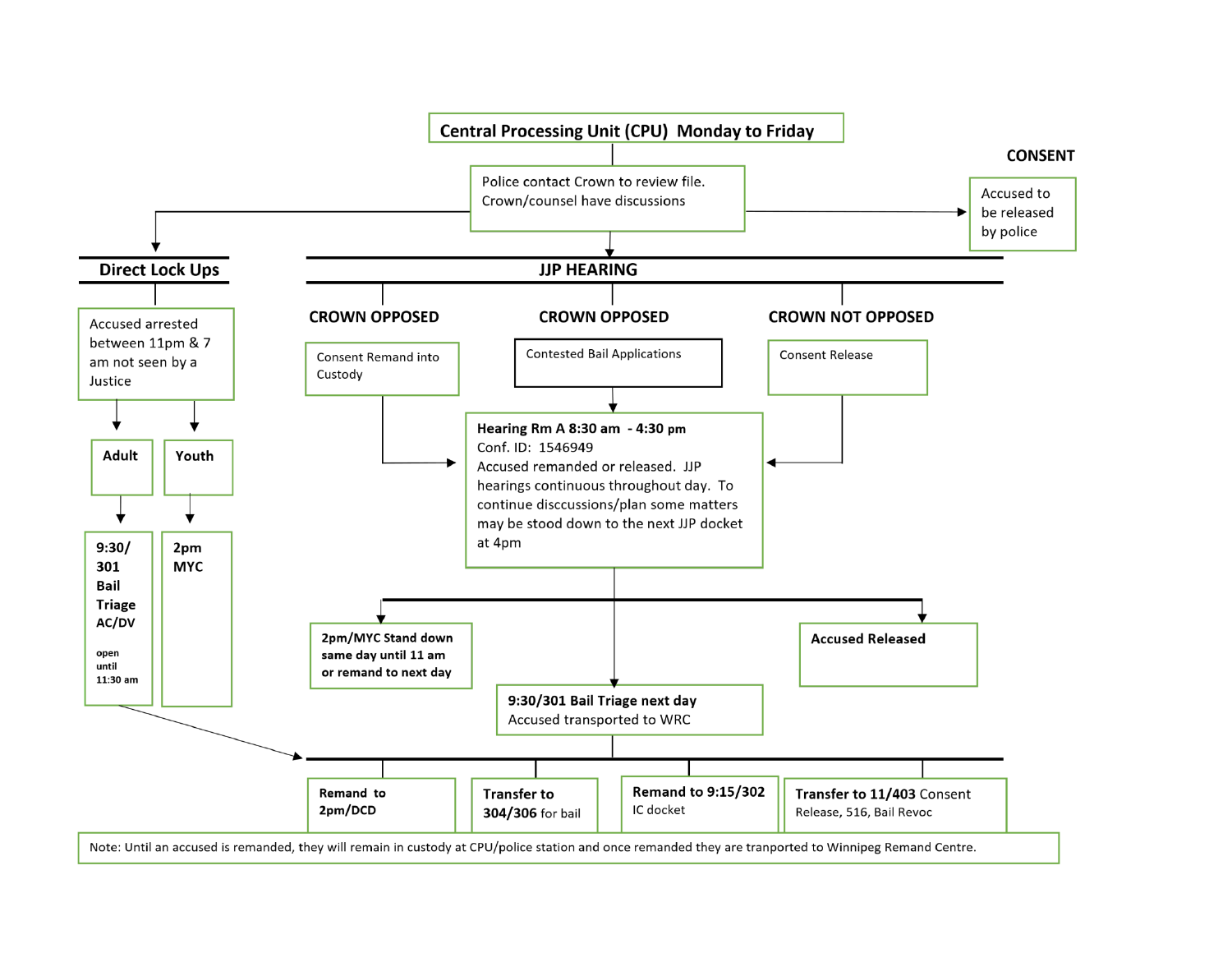## Central Processing Unit (CPU) Monday to Friday

Police contact Crown to review file. Crown/counsel have discussions

**CONSENT**

Accused to be released by police

### Direct Lock Ups

Accused arrested between 11pm & 7 am not seen by a Justice

**Adult**

**9:30/ 301 Bail Triage AC/DV**

**open until 11:30 am**

**Youth**

**2pm MYC**

### JJP HEARING

**CROWN OPPOSED**

Consent Remand into Custody

**CROWN OPPOSED**

Contested Bail Applications

**CROWN NOT OPPOSED**

Consent Release

**Hearing Rm A 8:30 am - 4:30 pm**
Conf. ID: 1546949
Accused remanded or released. JJP hearings continuous throughout day. To continue disccussions/plan some matters may be stood down to the next JJP docket at 4pm

**2pm/MYC Stand down same day until 11 am or remand to next day**

**Accused Released**

**9:30/301 Bail Triage next day**
Accused transported to WRC

**Remand to 2pm/DCD**

**Transfer to 304/306** for bail

**Remand to 9:15/302**
IC docket

**Transfer to 11/403** Consent Release, 516, Bail Revoc

Note: Until an accused is remanded, they will remain in custody at CPU/police station and once remanded they are tranported to Winnipeg Remand Centre.